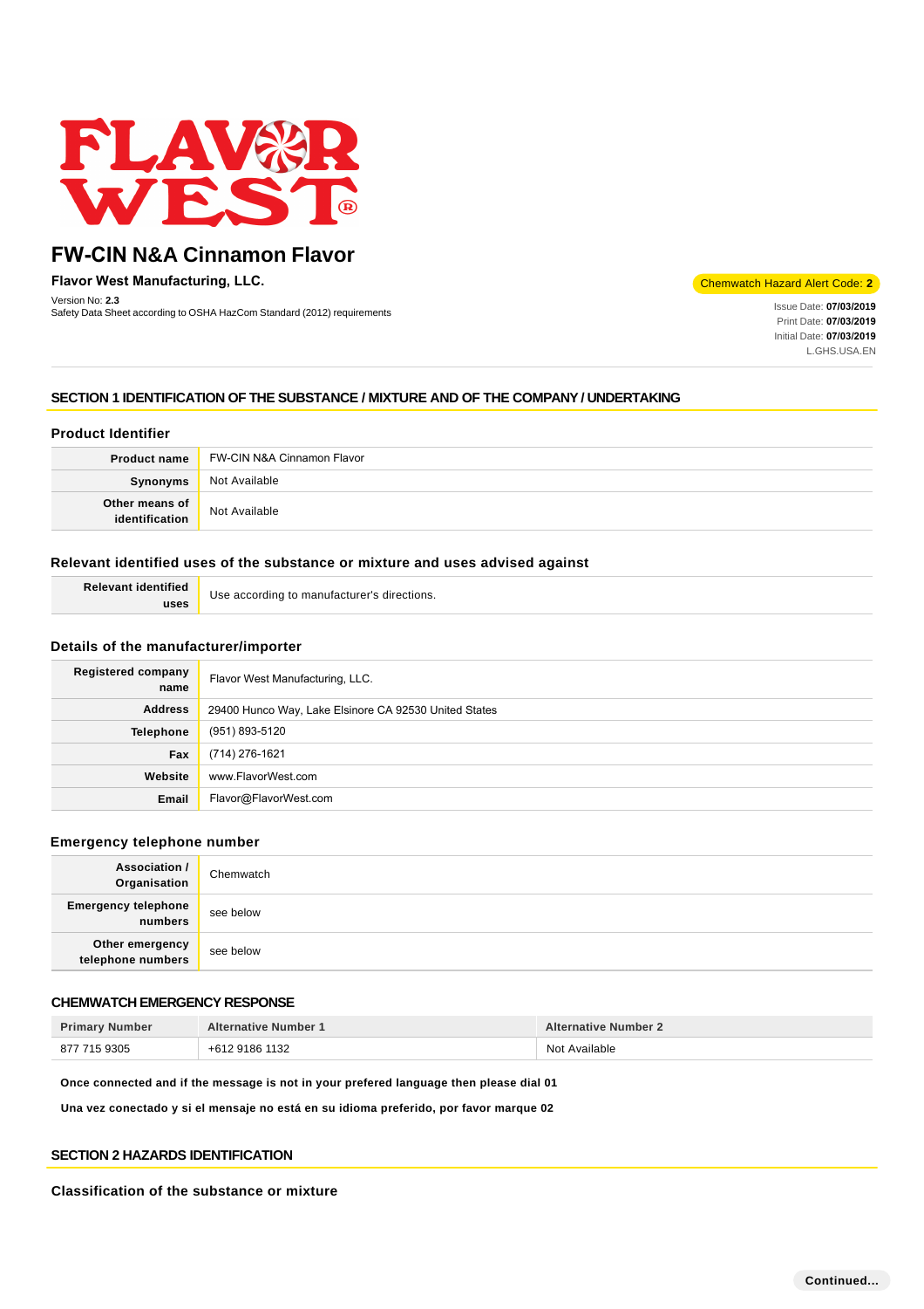# FW-CIN N&A Cinnamon Flavor

**Flavor West Manufacturing, LLC.**

Version No: **2.3**
Safety Data Sheet according to OSHA HazCom Standard (2012) requirements

Chemwatch Hazard Alert Code: **2**

Issue Date: **07/03/2019**
Print Date: **07/03/2019**
Initial Date: **07/03/2019**
L.GHS.USA.EN

## SECTION 1 IDENTIFICATION OF THE SUBSTANCE / MIXTURE AND OF THE COMPANY / UNDERTAKING

### Product Identifier

| | |
|---|---|
| **Product name** | FW-CIN N&A Cinnamon Flavor |
| **Synonyms** | Not Available |
| **Other means of identification** | Not Available |

### Relevant identified uses of the substance or mixture and uses advised against

| | |
|---|---|
| **Relevant identified uses** | Use according to manufacturer's directions. |

### Details of the manufacturer/importer

| | |
|---|---|
| **Registered company name** | Flavor West Manufacturing, LLC. |
| **Address** | 29400 Hunco Way, Lake Elsinore CA 92530 United States |
| **Telephone** | (951) 893-5120 |
| **Fax** | (714) 276-1621 |
| **Website** | www.FlavorWest.com |
| **Email** | Flavor@FlavorWest.com |

### Emergency telephone number

| | |
|---|---|
| **Association / Organisation** | Chemwatch |
| **Emergency telephone numbers** | see below |
| **Other emergency telephone numbers** | see below |

### CHEMWATCH EMERGENCY RESPONSE

| Primary Number | Alternative Number 1 | Alternative Number 2 |
|---|---|---|
| 877 715 9305 | +612 9186 1132 | Not Available |

**Once connected and if the message is not in your prefered language then please dial 01**

**Una vez conectado y si el mensaje no está en su idioma preferido, por favor marque 02**

## SECTION 2 HAZARDS IDENTIFICATION

### Classification of the substance or mixture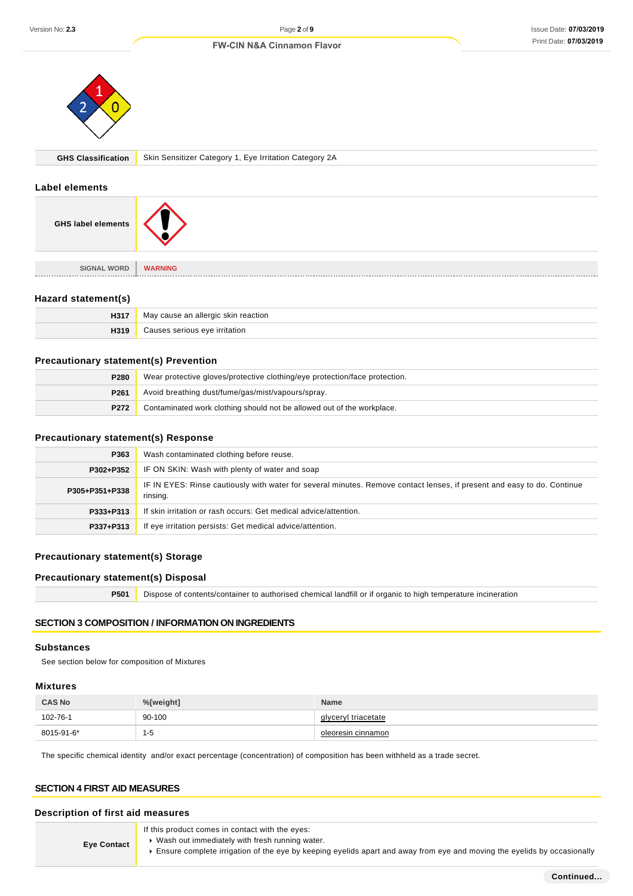| GHS Classification | Skin Sensitizer Category 1, Eye Irritation Category 2A |
|---|---|

## Label elements

| GHS label elements | |
|---|---|
| SIGNAL WORD | WARNING |

## Hazard statement(s)

| | |
|---|---|
| H317 | May cause an allergic skin reaction |
| H319 | Causes serious eye irritation |

## Precautionary statement(s) Prevention

| | |
|---|---|
| P280 | Wear protective gloves/protective clothing/eye protection/face protection. |
| P261 | Avoid breathing dust/fume/gas/mist/vapours/spray. |
| P272 | Contaminated work clothing should not be allowed out of the workplace. |

## Precautionary statement(s) Response

| | |
|---|---|
| P363 | Wash contaminated clothing before reuse. |
| P302+P352 | IF ON SKIN: Wash with plenty of water and soap |
| P305+P351+P338 | IF IN EYES: Rinse cautiously with water for several minutes. Remove contact lenses, if present and easy to do. Continue rinsing. |
| P333+P313 | If skin irritation or rash occurs: Get medical advice/attention. |
| P337+P313 | If eye irritation persists: Get medical advice/attention. |

## Precautionary statement(s) Storage

## Precautionary statement(s) Disposal

| | |
|---|---|
| P501 | Dispose of contents/container to authorised chemical landfill or if organic to high temperature incineration |

# SECTION 3 COMPOSITION / INFORMATION ON INGREDIENTS

## Substances

See section below for composition of Mixtures

## Mixtures

| CAS No | %[weight] | Name |
|---|---|---|
| 102-76-1 | 90-100 | glyceryl triacetate |
| 8015-91-6* | 1-5 | oleoresin cinnamon |

The specific chemical identity and/or exact percentage (concentration) of composition has been withheld as a trade secret.

# SECTION 4 FIRST AID MEASURES

## Description of first aid measures

| | |
|---|---|
| Eye Contact | If this product comes in contact with the eyes:<br>▸ Wash out immediately with fresh running water.<br>▸ Ensure complete irrigation of the eye by keeping eyelids apart and away from eye and moving the eyelids by occasionally |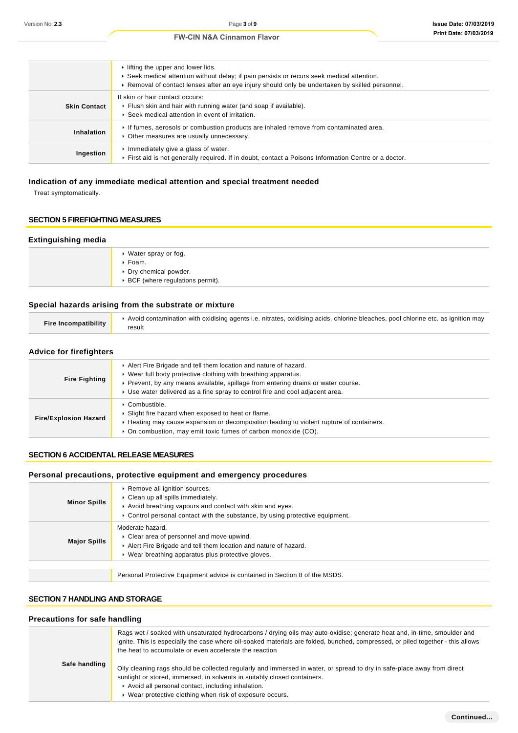| | |
|---|---|
| | ‣ lifting the upper and lower lids.<br>‣ Seek medical attention without delay; if pain persists or recurs seek medical attention.<br>‣ Removal of contact lenses after an eye injury should only be undertaken by skilled personnel. |
| **Skin Contact** | If skin or hair contact occurs:<br>‣ Flush skin and hair with running water (and soap if available).<br>‣ Seek medical attention in event of irritation. |
| **Inhalation** | ‣ If fumes, aerosols or combustion products are inhaled remove from contaminated area.<br>‣ Other measures are usually unnecessary. |
| **Ingestion** | ‣ Immediately give a glass of water.<br>‣ First aid is not generally required. If in doubt, contact a Poisons Information Centre or a doctor. |

### Indication of any immediate medical attention and special treatment needed

Treat symptomatically.

## SECTION 5 FIREFIGHTING MEASURES

### Extinguishing media

| | |
|---|---|
| | ‣ Water spray or fog.<br>‣ Foam.<br>‣ Dry chemical powder.<br>‣ BCF (where regulations permit). |

### Special hazards arising from the substrate or mixture

| | |
|---|---|
| **Fire Incompatibility** | ‣ Avoid contamination with oxidising agents i.e. nitrates, oxidising acids, chlorine bleaches, pool chlorine etc. as ignition may result |

### Advice for firefighters

| | |
|---|---|
| **Fire Fighting** | ‣ Alert Fire Brigade and tell them location and nature of hazard.<br>‣ Wear full body protective clothing with breathing apparatus.<br>‣ Prevent, by any means available, spillage from entering drains or water course.<br>‣ Use water delivered as a fine spray to control fire and cool adjacent area. |
| **Fire/Explosion Hazard** | ‣ Combustible.<br>‣ Slight fire hazard when exposed to heat or flame.<br>‣ Heating may cause expansion or decomposition leading to violent rupture of containers.<br>‣ On combustion, may emit toxic fumes of carbon monoxide (CO). |

## SECTION 6 ACCIDENTAL RELEASE MEASURES

### Personal precautions, protective equipment and emergency procedures

| | |
|---|---|
| **Minor Spills** | ‣ Remove all ignition sources.<br>‣ Clean up all spills immediately.<br>‣ Avoid breathing vapours and contact with skin and eyes.<br>‣ Control personal contact with the substance, by using protective equipment. |
| **Major Spills** | Moderate hazard.<br>‣ Clear area of personnel and move upwind.<br>‣ Alert Fire Brigade and tell them location and nature of hazard.<br>‣ Wear breathing apparatus plus protective gloves. |
| | Personal Protective Equipment advice is contained in Section 8 of the MSDS. |

## SECTION 7 HANDLING AND STORAGE

### Precautions for safe handling

| | |
|---|---|
| **Safe handling** | Rags wet / soaked with unsaturated hydrocarbons / drying oils may auto-oxidise; generate heat and, in-time, smoulder and ignite. This is especially the case where oil-soaked materials are folded, bunched, compressed, or piled together - this allows the heat to accumulate or even accelerate the reaction<br><br>Oily cleaning rags should be collected regularly and immersed in water, or spread to dry in safe-place away from direct sunlight or stored, immersed, in solvents in suitably closed containers.<br>‣ Avoid all personal contact, including inhalation.<br>‣ Wear protective clothing when risk of exposure occurs. |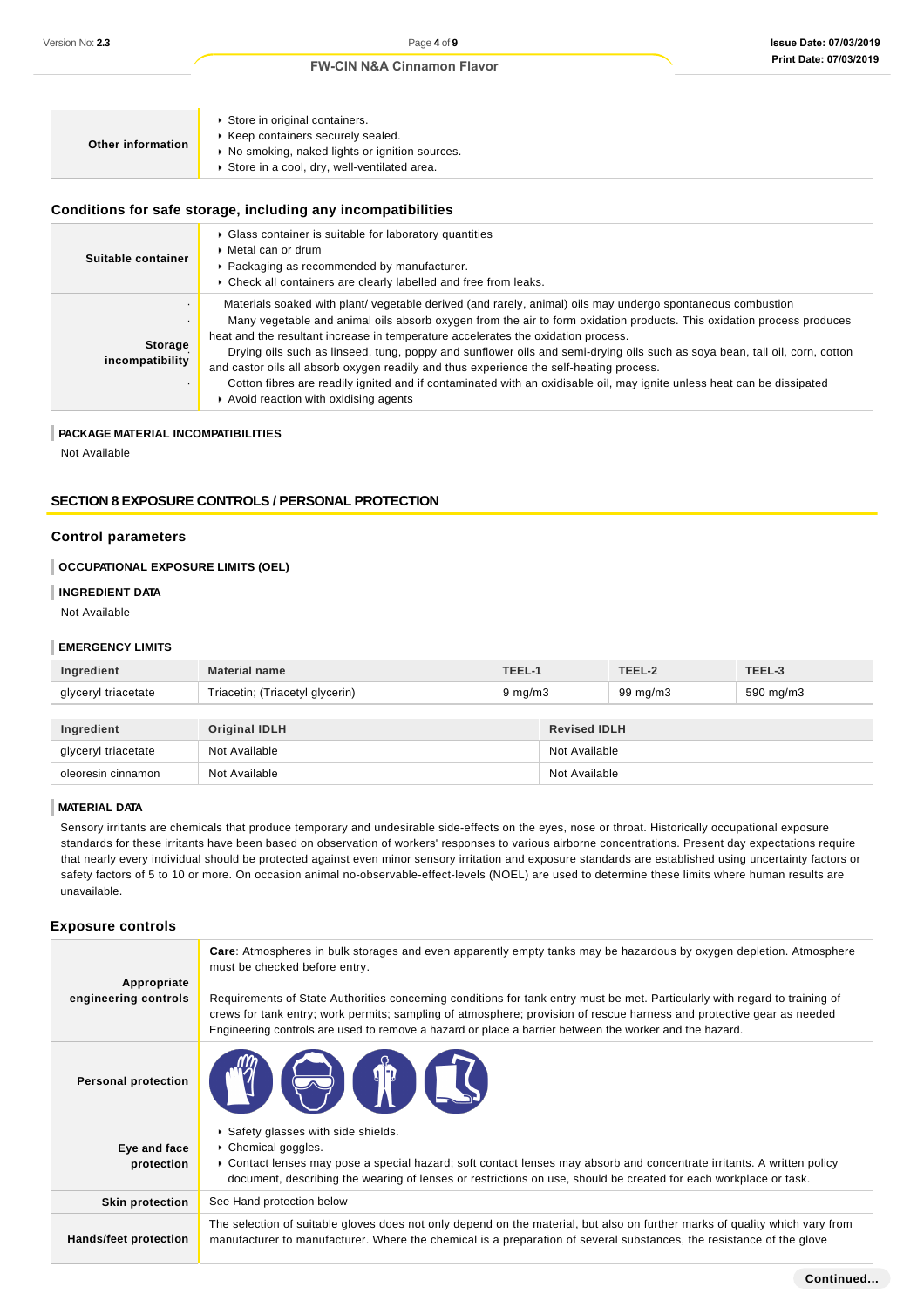| | |
|---|---|
| **Other information** | ▸ Store in original containers.<br>▸ Keep containers securely sealed.<br>▸ No smoking, naked lights or ignition sources.<br>▸ Store in a cool, dry, well-ventilated area. |

### Conditions for safe storage, including any incompatibilities

| | |
|---|---|
| **Suitable container** | ▸ Glass container is suitable for laboratory quantities<br>▸ Metal can or drum<br>▸ Packaging as recommended by manufacturer.<br>▸ Check all containers are clearly labelled and free from leaks. |
| **Storage incompatibility** | Materials soaked with plant/ vegetable derived (and rarely, animal) oils may undergo spontaneous combustion<br>Many vegetable and animal oils absorb oxygen from the air to form oxidation products. This oxidation process produces heat and the resultant increase in temperature accelerates the oxidation process.<br>Drying oils such as linseed, tung, poppy and sunflower oils and semi-drying oils such as soya bean, tall oil, corn, cotton and castor oils all absorb oxygen readily and thus experience the self-heating process.<br>Cotton fibres are readily ignited and if contaminated with an oxidisable oil, may ignite unless heat can be dissipated<br>▸ Avoid reaction with oxidising agents |

**PACKAGE MATERIAL INCOMPATIBILITIES**

Not Available

## SECTION 8 EXPOSURE CONTROLS / PERSONAL PROTECTION

### Control parameters

**OCCUPATIONAL EXPOSURE LIMITS (OEL)**

**INGREDIENT DATA**

Not Available

**EMERGENCY LIMITS**

| Ingredient | Material name | TEEL-1 | TEEL-2 | TEEL-3 |
|---|---|---|---|---|
| glyceryl triacetate | Triacetin; (Triacetyl glycerin) | 9 mg/m3 | 99 mg/m3 | 590 mg/m3 |

| Ingredient | Original IDLH | Revised IDLH |
|---|---|---|
| glyceryl triacetate | Not Available | Not Available |
| oleoresin cinnamon | Not Available | Not Available |

**MATERIAL DATA**

Sensory irritants are chemicals that produce temporary and undesirable side-effects on the eyes, nose or throat. Historically occupational exposure standards for these irritants have been based on observation of workers' responses to various airborne concentrations. Present day expectations require that nearly every individual should be protected against even minor sensory irritation and exposure standards are established using uncertainty factors or safety factors of 5 to 10 or more. On occasion animal no-observable-effect-levels (NOEL) are used to determine these limits where human results are unavailable.

### Exposure controls

| | |
|---|---|
| **Appropriate engineering controls** | **Care**: Atmospheres in bulk storages and even apparently empty tanks may be hazardous by oxygen depletion. Atmosphere must be checked before entry.<br><br>Requirements of State Authorities concerning conditions for tank entry must be met. Particularly with regard to training of crews for tank entry; work permits; sampling of atmosphere; provision of rescue harness and protective gear as needed<br>Engineering controls are used to remove a hazard or place a barrier between the worker and the hazard. |
| **Personal protection** | |
| **Eye and face protection** | ▸ Safety glasses with side shields.<br>▸ Chemical goggles.<br>▸ Contact lenses may pose a special hazard; soft contact lenses may absorb and concentrate irritants. A written policy document, describing the wearing of lenses or restrictions on use, should be created for each workplace or task. |
| **Skin protection** | See Hand protection below |
| **Hands/feet protection** | The selection of suitable gloves does not only depend on the material, but also on further marks of quality which vary from manufacturer to manufacturer. Where the chemical is a preparation of several substances, the resistance of the glove |

**Continued...**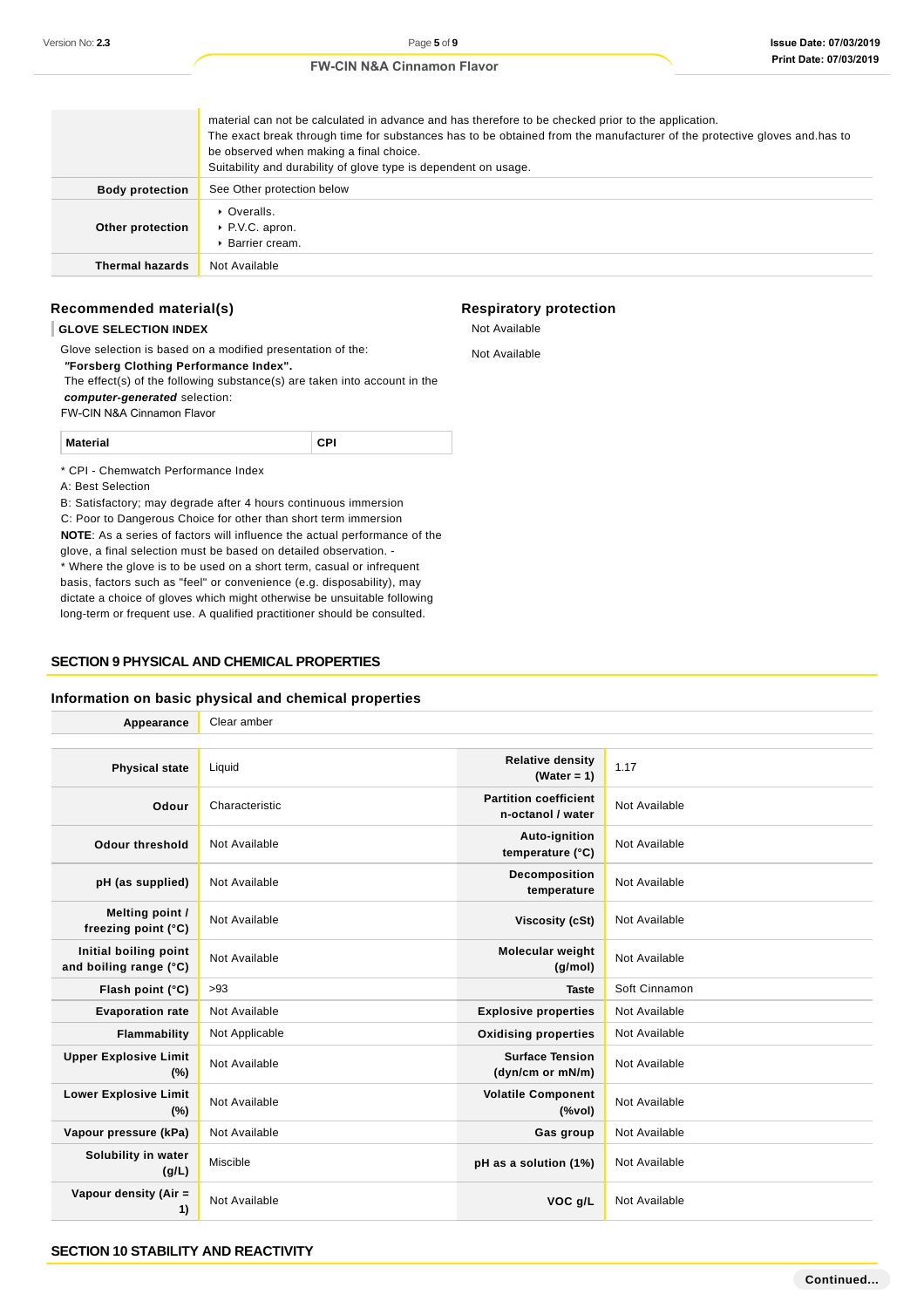| | |
|---|---|
| | material can not be calculated in advance and has therefore to be checked prior to the application. The exact break through time for substances has to be obtained from the manufacturer of the protective gloves and.has to be observed when making a final choice. Suitability and durability of glove type is dependent on usage. |
| **Body protection** | See Other protection below |
| **Other protection** | ▸ Overalls. ▸ P.V.C. apron. ▸ Barrier cream. |
| **Thermal hazards** | Not Available |

### Recommended material(s)

**GLOVE SELECTION INDEX**

Glove selection is based on a modified presentation of the:
***"Forsberg Clothing Performance Index".***
The effect(s) of the following substance(s) are taken into account in the ***computer-generated*** selection:
FW-CIN N&A Cinnamon Flavor

| Material | CPI |
|---|---|

\* CPI - Chemwatch Performance Index
A: Best Selection
B: Satisfactory; may degrade after 4 hours continuous immersion
C: Poor to Dangerous Choice for other than short term immersion
**NOTE**: As a series of factors will influence the actual performance of the glove, a final selection must be based on detailed observation. -
\* Where the glove is to be used on a short term, casual or infrequent basis, factors such as "feel" or convenience (e.g. disposability), may dictate a choice of gloves which might otherwise be unsuitable following long-term or frequent use. A qualified practitioner should be consulted.

### Respiratory protection

Not Available

Not Available

## SECTION 9 PHYSICAL AND CHEMICAL PROPERTIES

### Information on basic physical and chemical properties

| | | | |
|---|---|---|---|
| **Appearance** | Clear amber | | |
| **Physical state** | Liquid | **Relative density (Water = 1)** | 1.17 |
| **Odour** | Characteristic | **Partition coefficient n-octanol / water** | Not Available |
| **Odour threshold** | Not Available | **Auto-ignition temperature (°C)** | Not Available |
| **pH (as supplied)** | Not Available | **Decomposition temperature** | Not Available |
| **Melting point / freezing point (°C)** | Not Available | **Viscosity (cSt)** | Not Available |
| **Initial boiling point and boiling range (°C)** | Not Available | **Molecular weight (g/mol)** | Not Available |
| **Flash point (°C)** | >93 | **Taste** | Soft Cinnamon |
| **Evaporation rate** | Not Available | **Explosive properties** | Not Available |
| **Flammability** | Not Applicable | **Oxidising properties** | Not Available |
| **Upper Explosive Limit (%)** | Not Available | **Surface Tension (dyn/cm or mN/m)** | Not Available |
| **Lower Explosive Limit (%)** | Not Available | **Volatile Component (%vol)** | Not Available |
| **Vapour pressure (kPa)** | Not Available | **Gas group** | Not Available |
| **Solubility in water (g/L)** | Miscible | **pH as a solution (1%)** | Not Available |
| **Vapour density (Air = 1)** | Not Available | **VOC g/L** | Not Available |

## SECTION 10 STABILITY AND REACTIVITY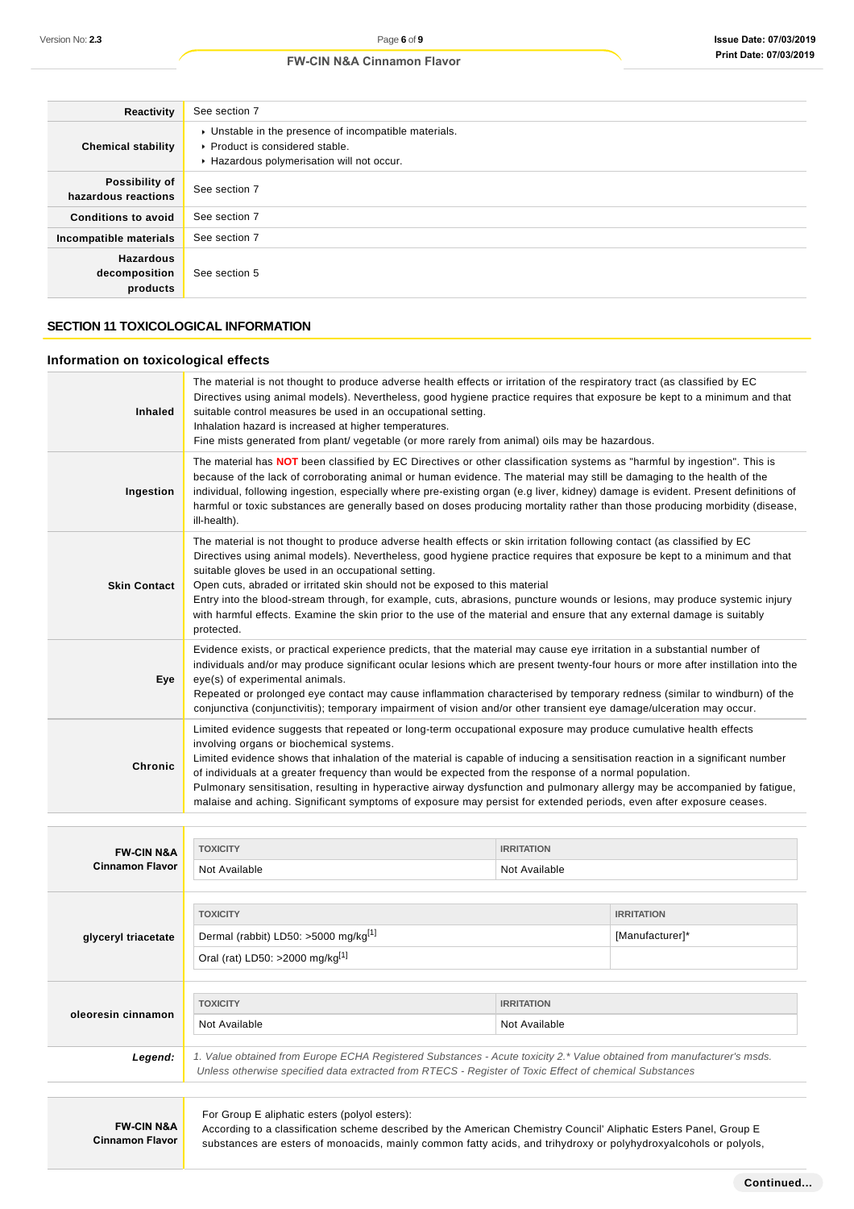| | |
|---|---|
| **Reactivity** | See section 7 |
| **Chemical stability** | ▸ Unstable in the presence of incompatible materials.<br>▸ Product is considered stable.<br>▸ Hazardous polymerisation will not occur. |
| **Possibility of hazardous reactions** | See section 7 |
| **Conditions to avoid** | See section 7 |
| **Incompatible materials** | See section 7 |
| **Hazardous decomposition products** | See section 5 |

## SECTION 11 TOXICOLOGICAL INFORMATION

### Information on toxicological effects

| | |
|---|---|
| **Inhaled** | The material is not thought to produce adverse health effects or irritation of the respiratory tract (as classified by EC Directives using animal models). Nevertheless, good hygiene practice requires that exposure be kept to a minimum and that suitable control measures be used in an occupational setting.<br>Inhalation hazard is increased at higher temperatures.<br>Fine mists generated from plant/ vegetable (or more rarely from animal) oils may be hazardous. |
| **Ingestion** | The material has **NOT** been classified by EC Directives or other classification systems as "harmful by ingestion". This is because of the lack of corroborating animal or human evidence. The material may still be damaging to the health of the individual, following ingestion, especially where pre-existing organ (e.g liver, kidney) damage is evident. Present definitions of harmful or toxic substances are generally based on doses producing mortality rather than those producing morbidity (disease, ill-health). |
| **Skin Contact** | The material is not thought to produce adverse health effects or skin irritation following contact (as classified by EC Directives using animal models). Nevertheless, good hygiene practice requires that exposure be kept to a minimum and that suitable gloves be used in an occupational setting.<br>Open cuts, abraded or irritated skin should not be exposed to this material<br>Entry into the blood-stream through, for example, cuts, abrasions, puncture wounds or lesions, may produce systemic injury with harmful effects. Examine the skin prior to the use of the material and ensure that any external damage is suitably protected. |
| **Eye** | Evidence exists, or practical experience predicts, that the material may cause eye irritation in a substantial number of individuals and/or may produce significant ocular lesions which are present twenty-four hours or more after instillation into the eye(s) of experimental animals.<br>Repeated or prolonged eye contact may cause inflammation characterised by temporary redness (similar to windburn) of the conjunctiva (conjunctivitis); temporary impairment of vision and/or other transient eye damage/ulceration may occur. |
| **Chronic** | Limited evidence suggests that repeated or long-term occupational exposure may produce cumulative health effects involving organs or biochemical systems.<br>Limited evidence shows that inhalation of the material is capable of inducing a sensitisation reaction in a significant number of individuals at a greater frequency than would be expected from the response of a normal population.<br>Pulmonary sensitisation, resulting in hyperactive airway dysfunction and pulmonary allergy may be accompanied by fatigue, malaise and aching. Significant symptoms of exposure may persist for extended periods, even after exposure ceases. |

| | TOXICITY | IRRITATION |
|---|---|---|
| **FW-CIN N&A Cinnamon Flavor** | Not Available | Not Available |
| **glyceryl triacetate** | Dermal (rabbit) LD50: >5000 mg/kg[1] | [Manufacturer]* |
| | Oral (rat) LD50: >2000 mg/kg[1] | |
| **oleoresin cinnamon** | Not Available | Not Available |
| ***Legend:*** | *1. Value obtained from Europe ECHA Registered Substances - Acute toxicity 2.* Value obtained from manufacturer's msds. Unless otherwise specified data extracted from RTECS - Register of Toxic Effect of chemical Substances* | |

| | |
|---|---|
| **FW-CIN N&A Cinnamon Flavor** | For Group E aliphatic esters (polyol esters):<br>According to a classification scheme described by the American Chemistry Council' Aliphatic Esters Panel, Group E substances are esters of monoacids, mainly common fatty acids, and trihydroxy or polyhydroxyalcohols or polyols, |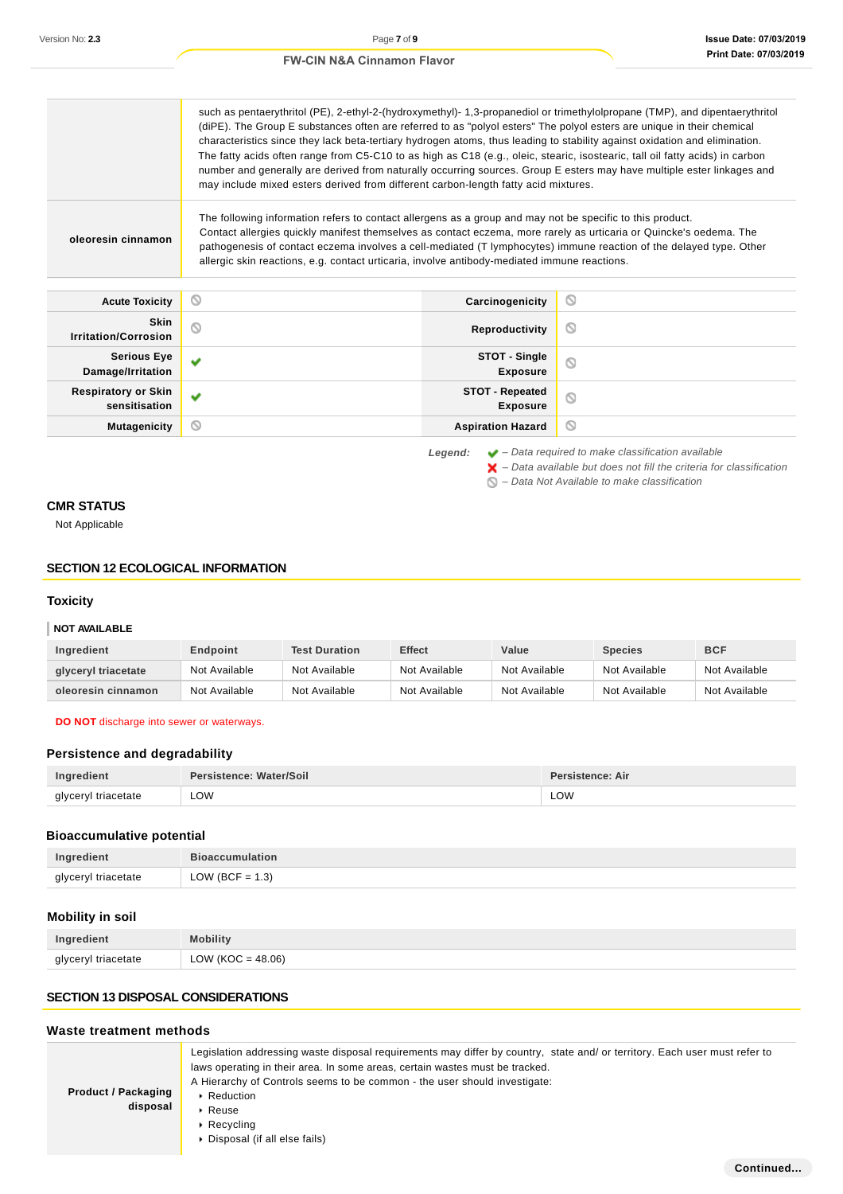| | |
|---|---|
| | such as pentaerythritol (PE), 2-ethyl-2-(hydroxymethyl)- 1,3-propanediol or trimethylolpropane (TMP), and dipentaerythritol (diPE). The Group E substances are often are referred to as "polyol esters" The polyol esters are unique in their chemical characteristics since they lack beta-tertiary hydrogen atoms, thus leading to stability against oxidation and elimination. The fatty acids often range from C5-C10 to as high as C18 (e.g., oleic, stearic, isostearic, tall oil fatty acids) in carbon number and generally are derived from naturally occurring sources. Group E esters may have multiple ester linkages and may include mixed esters derived from different carbon-length fatty acid mixtures. |
| **oleoresin cinnamon** | The following information refers to contact allergens as a group and may not be specific to this product. Contact allergies quickly manifest themselves as contact eczema, more rarely as urticaria or Quincke's oedema. The pathogenesis of contact eczema involves a cell-mediated (T lymphocytes) immune reaction of the delayed type. Other allergic skin reactions, e.g. contact urticaria, involve antibody-mediated immune reactions. |

| | | | |
|---|---|---|---|
| **Acute Toxicity** | ⦸ | **Carcinogenicity** | ⦸ |
| **Skin Irritation/Corrosion** | ⦸ | **Reproductivity** | ⦸ |
| **Serious Eye Damage/Irritation** | ✔ | **STOT - Single Exposure** | ⦸ |
| **Respiratory or Skin sensitisation** | ✔ | **STOT - Repeated Exposure** | ⦸ |
| **Mutagenicity** | ⦸ | **Aspiration Hazard** | ⦸ |

*Legend:*
- ✔ *– Data required to make classification available*
- ✘ *– Data available but does not fill the criteria for classification*
- ⦸ *– Data Not Available to make classification*

## CMR STATUS

Not Applicable

## SECTION 12 ECOLOGICAL INFORMATION

### Toxicity

**NOT AVAILABLE**

| Ingredient | Endpoint | Test Duration | Effect | Value | Species | BCF |
|---|---|---|---|---|---|---|
| glyceryl triacetate | Not Available | Not Available | Not Available | Not Available | Not Available | Not Available |
| oleoresin cinnamon | Not Available | Not Available | Not Available | Not Available | Not Available | Not Available |

**DO NOT** discharge into sewer or waterways.

### Persistence and degradability

| Ingredient | Persistence: Water/Soil | Persistence: Air |
|---|---|---|
| glyceryl triacetate | LOW | LOW |

### Bioaccumulative potential

| Ingredient | Bioaccumulation |
|---|---|
| glyceryl triacetate | LOW (BCF = 1.3) |

### Mobility in soil

| Ingredient | Mobility |
|---|---|
| glyceryl triacetate | LOW (KOC = 48.06) |

## SECTION 13 DISPOSAL CONSIDERATIONS

### Waste treatment methods

| | |
|---|---|
| **Product / Packaging disposal** | Legislation addressing waste disposal requirements may differ by country, state and/ or territory. Each user must refer to laws operating in their area. In some areas, certain wastes must be tracked.<br>A Hierarchy of Controls seems to be common - the user should investigate:<br>▸ Reduction<br>▸ Reuse<br>▸ Recycling<br>▸ Disposal (if all else fails) |

**Continued...**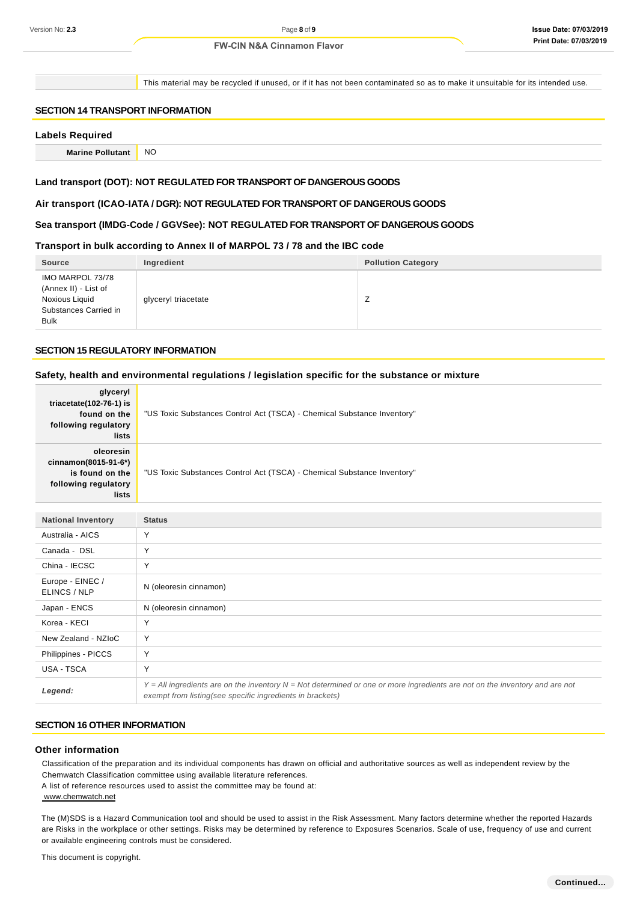| | This material may be recycled if unused, or if it has not been contaminated so as to make it unsuitable for its intended use. |
|---|---|

## SECTION 14 TRANSPORT INFORMATION

### Labels Required

| **Marine Pollutant** | NO |
|---|---|

### Land transport (DOT): NOT REGULATED FOR TRANSPORT OF DANGEROUS GOODS

### Air transport (ICAO-IATA / DGR): NOT REGULATED FOR TRANSPORT OF DANGEROUS GOODS

### Sea transport (IMDG-Code / GGVSee): NOT REGULATED FOR TRANSPORT OF DANGEROUS GOODS

### Transport in bulk according to Annex II of MARPOL 73 / 78 and the IBC code

| Source | Ingredient | Pollution Category |
|---|---|---|
| IMO MARPOL 73/78 (Annex II) - List of Noxious Liquid Substances Carried in Bulk | glyceryl triacetate | Z |

## SECTION 15 REGULATORY INFORMATION

### Safety, health and environmental regulations / legislation specific for the substance or mixture

| | |
|---|---|
| **glyceryl triacetate(102-76-1) is found on the following regulatory lists** | "US Toxic Substances Control Act (TSCA) - Chemical Substance Inventory" |
| **oleoresin cinnamon(8015-91-6*) is found on the following regulatory lists** | "US Toxic Substances Control Act (TSCA) - Chemical Substance Inventory" |

| National Inventory | Status |
|---|---|
| Australia - AICS | Y |
| Canada - DSL | Y |
| China - IECSC | Y |
| Europe - EINEC / ELINCS / NLP | N (oleoresin cinnamon) |
| Japan - ENCS | N (oleoresin cinnamon) |
| Korea - KECI | Y |
| New Zealand - NZIoC | Y |
| Philippines - PICCS | Y |
| USA - TSCA | Y |
| *Legend:* | *Y = All ingredients are on the inventory N = Not determined or one or more ingredients are not on the inventory and are not exempt from listing(see specific ingredients in brackets)* |

## SECTION 16 OTHER INFORMATION

### Other information

Classification of the preparation and its individual components has drawn on official and authoritative sources as well as independent review by the Chemwatch Classification committee using available literature references.
A list of reference resources used to assist the committee may be found at:
www.chemwatch.net

The (M)SDS is a Hazard Communication tool and should be used to assist in the Risk Assessment. Many factors determine whether the reported Hazards are Risks in the workplace or other settings. Risks may be determined by reference to Exposures Scenarios. Scale of use, frequency of use and current or available engineering controls must be considered.

This document is copyright.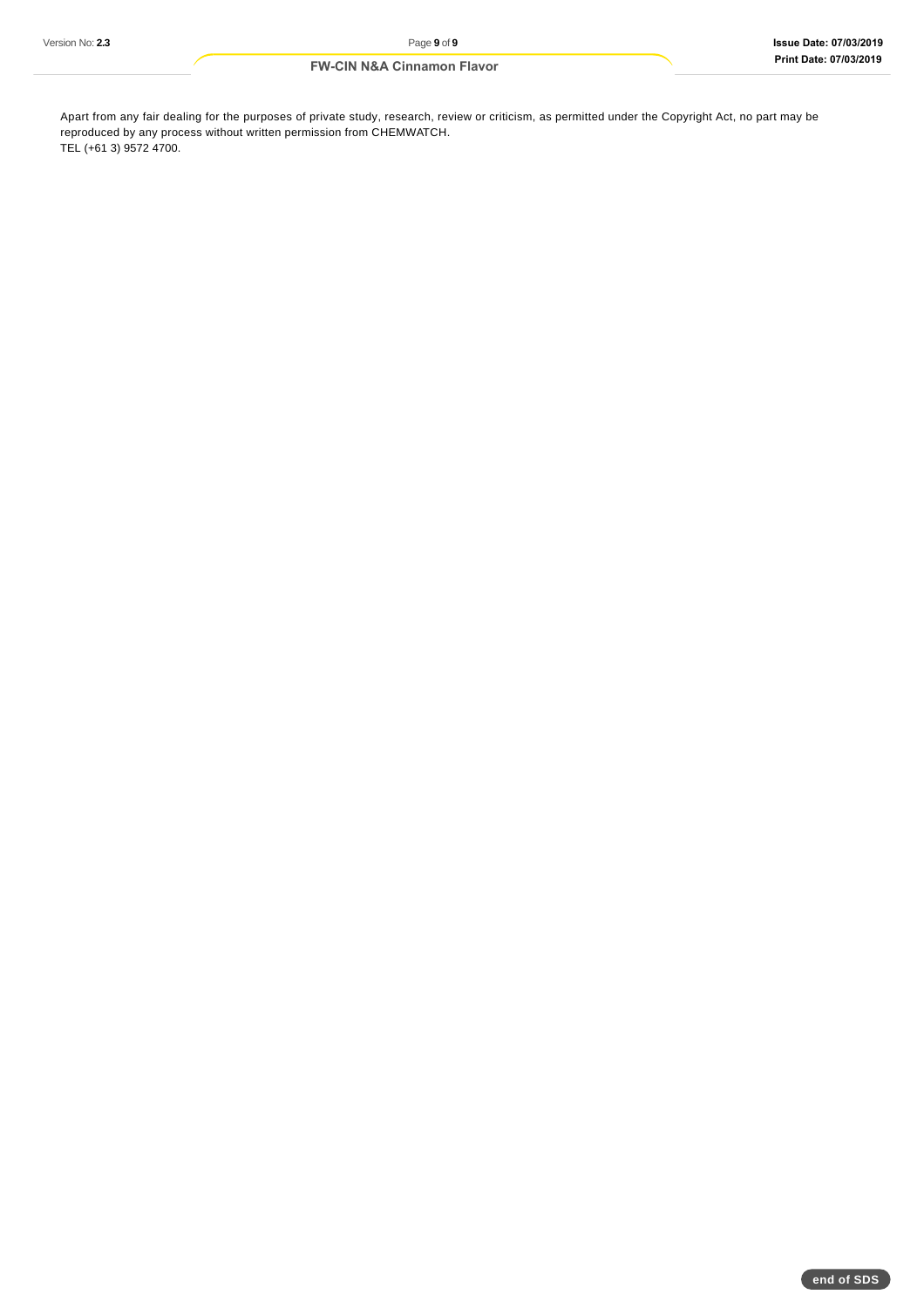Apart from any fair dealing for the purposes of private study, research, review or criticism, as permitted under the Copyright Act, no part may be reproduced by any process without written permission from CHEMWATCH.
TEL (+61 3) 9572 4700.

**end of SDS**